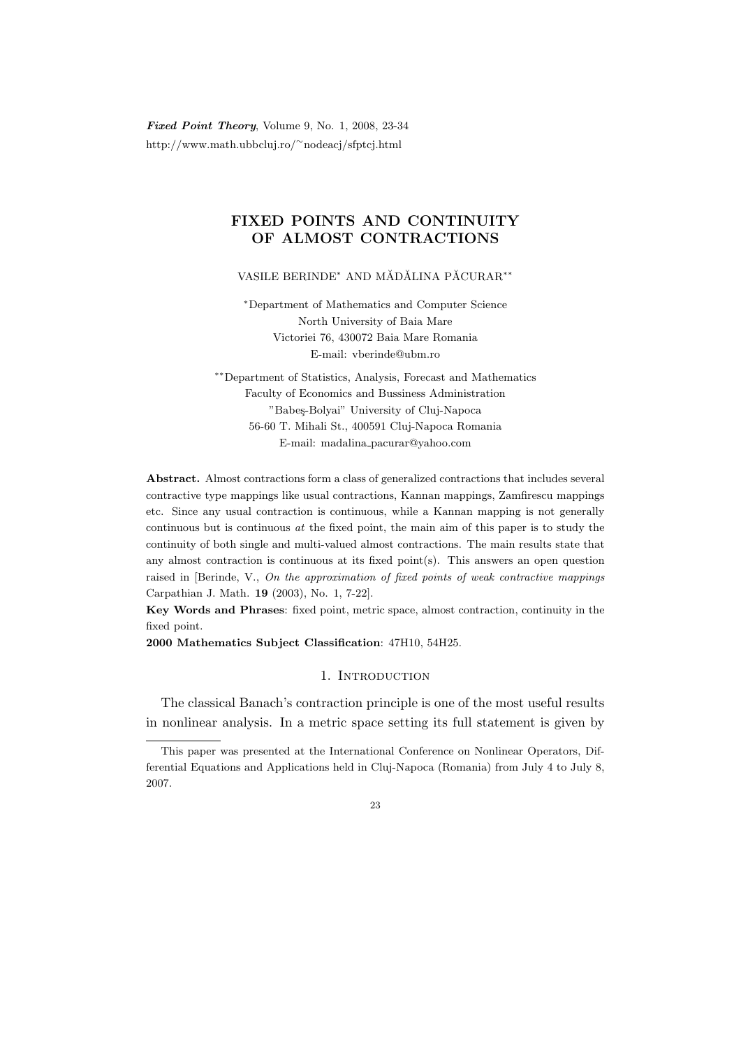# FIXED POINTS AND CONTINUITY OF ALMOST CONTRACTIONS

VASILE BERINDE* AND MĂDĂLINA PĂCURAR**

*Department of Mathematics and Computer Science
North University of Baia Mare
Victoriei 76, 430072 Baia Mare Romania
E-mail: vberinde@ubm.ro

**Department of Statistics, Analysis, Forecast and Mathematics
Faculty of Economics and Bussiness Administration
"Babeş-Bolyai" University of Cluj-Napoca
56-60 T. Mihali St., 400591 Cluj-Napoca Romania
E-mail: madalina_pacurar@yahoo.com

**Abstract.** Almost contractions form a class of generalized contractions that includes several contractive type mappings like usual contractions, Kannan mappings, Zamfirescu mappings etc. Since any usual contraction is continuous, while a Kannan mapping is not generally continuous but is continuous *at* the fixed point, the main aim of this paper is to study the continuity of both single and multi-valued almost contractions. The main results state that any almost contraction is continuous at its fixed point(s). This answers an open question raised in [Berinde, V., *On the approximation of fixed points of weak contractive mappings* Carpathian J. Math. **19** (2003), No. 1, 7-22].

**Key Words and Phrases**: fixed point, metric space, almost contraction, continuity in the fixed point.

**2000 Mathematics Subject Classification**: 47H10, 54H25.

## 1. Introduction

The classical Banach's contraction principle is one of the most useful results in nonlinear analysis. In a metric space setting its full statement is given by

---

This paper was presented at the International Conference on Nonlinear Operators, Differential Equations and Applications held in Cluj-Napoca (Romania) from July 4 to July 8, 2007.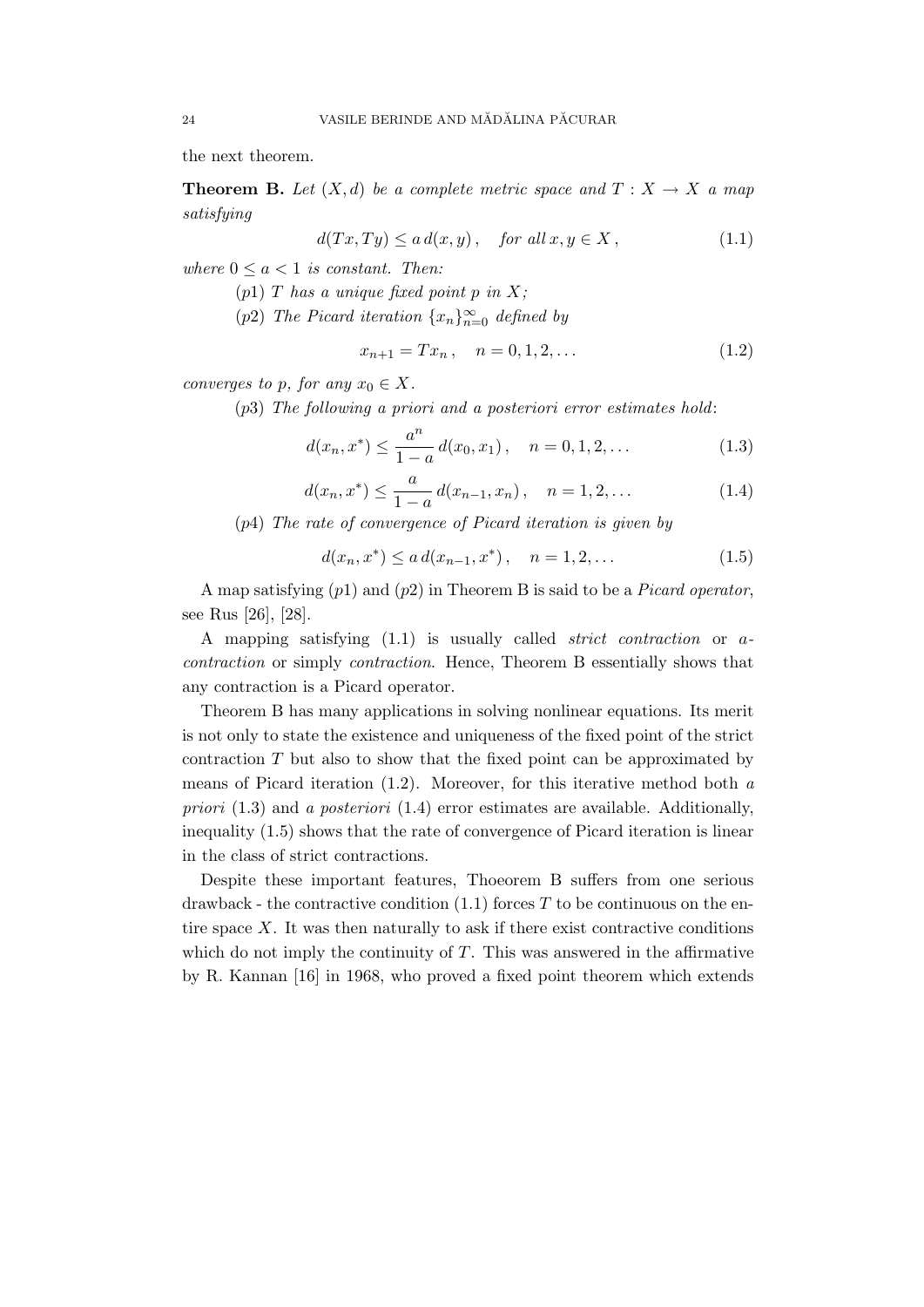the next theorem.

**Theorem B.** *Let $(X,d)$ be a complete metric space and $T : X \to X$ a map satisfying*

$$d(Tx,Ty) \leq a\, d(x,y)\,, \quad \textit{for all}\; x,y \in X\,, \tag{1.1}$$

*where $0 \leq a < 1$ is constant. Then:*

($p1$) *$T$ has a unique fixed point $p$ in $X$;*

($p2$) *The Picard iteration $\{x_n\}_{n=0}^{\infty}$ defined by*

$$x_{n+1} = Tx_n\,, \quad n = 0,1,2,\ldots \tag{1.2}$$

*converges to $p$, for any $x_0 \in X$.*

($p3$) *The following a priori and a posteriori error estimates hold*:

$$d(x_n,x^*) \leq \frac{a^n}{1-a}\, d(x_0,x_1)\,, \quad n = 0,1,2,\ldots \tag{1.3}$$

$$d(x_n,x^*) \leq \frac{a}{1-a}\, d(x_{n-1},x_n)\,, \quad n = 1,2,\ldots \tag{1.4}$$

($p4$) *The rate of convergence of Picard iteration is given by*

$$d(x_n,x^*) \leq a\, d(x_{n-1},x^*)\,, \quad n = 1,2,\ldots \tag{1.5}$$

A map satisfying ($p1$) and ($p2$) in Theorem B is said to be a *Picard operator*, see Rus [26], [28].

A mapping satisfying (1.1) is usually called *strict contraction* or *a-contraction* or simply *contraction*. Hence, Theorem B essentially shows that any contraction is a Picard operator.

Theorem B has many applications in solving nonlinear equations. Its merit is not only to state the existence and uniqueness of the fixed point of the strict contraction $T$ but also to show that the fixed point can be approximated by means of Picard iteration (1.2). Moreover, for this iterative method both *a priori* (1.3) and *a posteriori* (1.4) error estimates are available. Additionally, inequality (1.5) shows that the rate of convergence of Picard iteration is linear in the class of strict contractions.

Despite these important features, Thoeorem B suffers from one serious drawback - the contractive condition (1.1) forces $T$ to be continuous on the entire space $X$. It was then naturally to ask if there exist contractive conditions which do not imply the continuity of $T$. This was answered in the affirmative by R. Kannan [16] in 1968, who proved a fixed point theorem which extends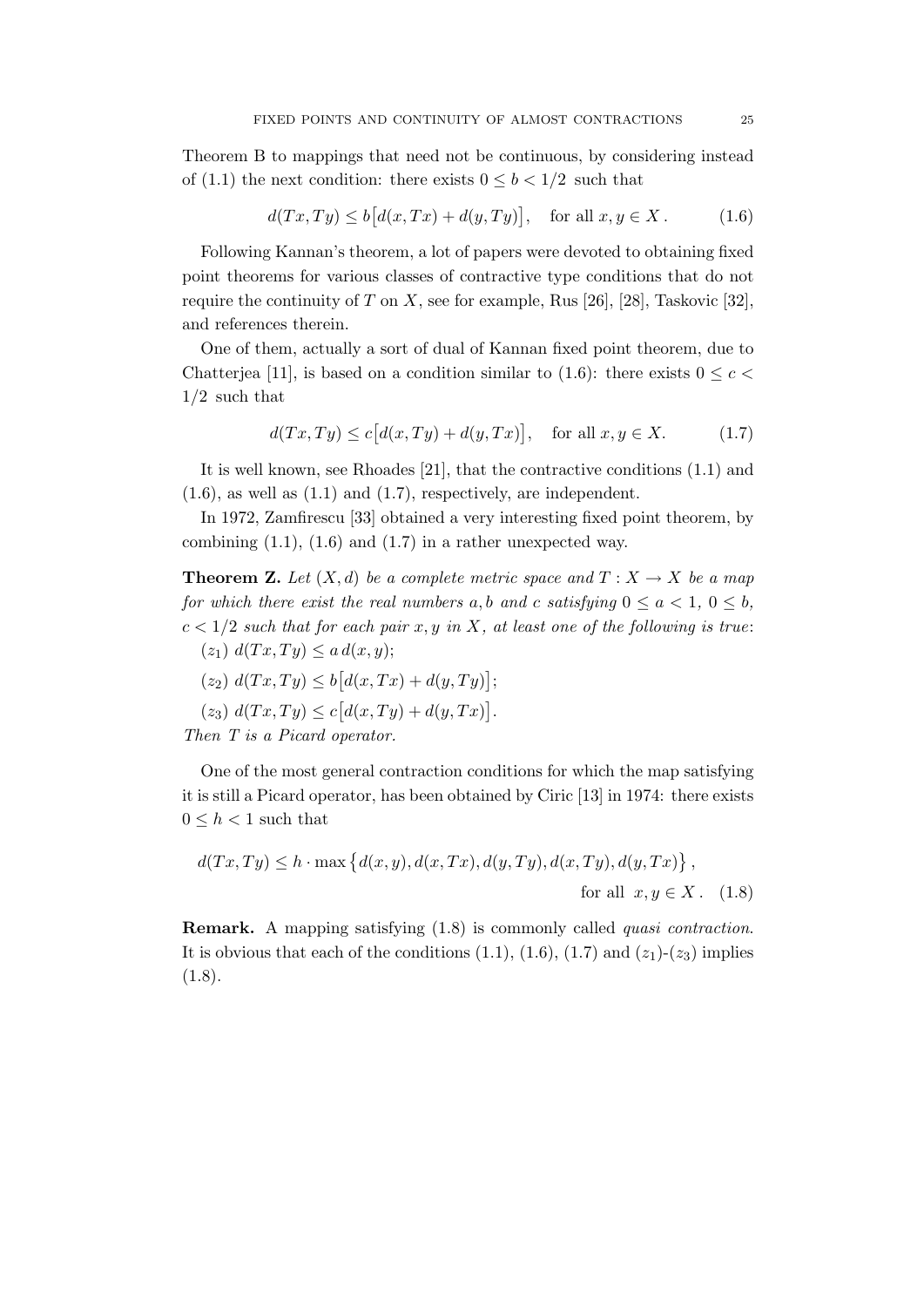Theorem B to mappings that need not be continuous, by considering instead of (1.1) the next condition: there exists $0 \leq b < 1/2$ such that

$$d(Tx, Ty) \leq b\big[d(x, Tx) + d(y, Ty)\big], \quad \text{for all } x, y \in X\,. \tag{1.6}$$

Following Kannan's theorem, a lot of papers were devoted to obtaining fixed point theorems for various classes of contractive type conditions that do not require the continuity of $T$ on $X$, see for example, Rus [26], [28], Taskovic [32], and references therein.

One of them, actually a sort of dual of Kannan fixed point theorem, due to Chatterjea [11], is based on a condition similar to (1.6): there exists $0 \leq c < 1/2$ such that

$$d(Tx, Ty) \leq c\big[d(x, Ty) + d(y, Tx)\big], \quad \text{for all } x, y \in X. \tag{1.7}$$

It is well known, see Rhoades [21], that the contractive conditions (1.1) and (1.6), as well as (1.1) and (1.7), respectively, are independent.

In 1972, Zamfirescu [33] obtained a very interesting fixed point theorem, by combining (1.1), (1.6) and (1.7) in a rather unexpected way.

**Theorem Z.** *Let $(X, d)$ be a complete metric space and $T : X \to X$ be a map for which there exist the real numbers $a, b$ and $c$ satisfying $0 \leq a < 1$, $0 \leq b$, $c < 1/2$ such that for each pair $x, y$ in $X$, at least one of the following is true*:

$(z_1)$ $d(Tx, Ty) \leq a\, d(x, y)$;

$(z_2)$ $d(Tx, Ty) \leq b\big[d(x, Tx) + d(y, Ty)\big]$;

$(z_3)$ $d(Tx, Ty) \leq c\big[d(x, Ty) + d(y, Tx)\big]$.

*Then $T$ is a Picard operator.*

One of the most general contraction conditions for which the map satisfying it is still a Picard operator, has been obtained by Ciric [13] in 1974: there exists $0 \leq h < 1$ such that

$$d(Tx, Ty) \leq h \cdot \max\big\{d(x, y), d(x, Tx), d(y, Ty), d(x, Ty), d(y, Tx)\big\}, \quad \text{for all } x, y \in X\,. \tag{1.8}$$

**Remark.** A mapping satisfying (1.8) is commonly called *quasi contraction*. It is obvious that each of the conditions (1.1), (1.6), (1.7) and $(z_1)$-$(z_3)$ implies (1.8).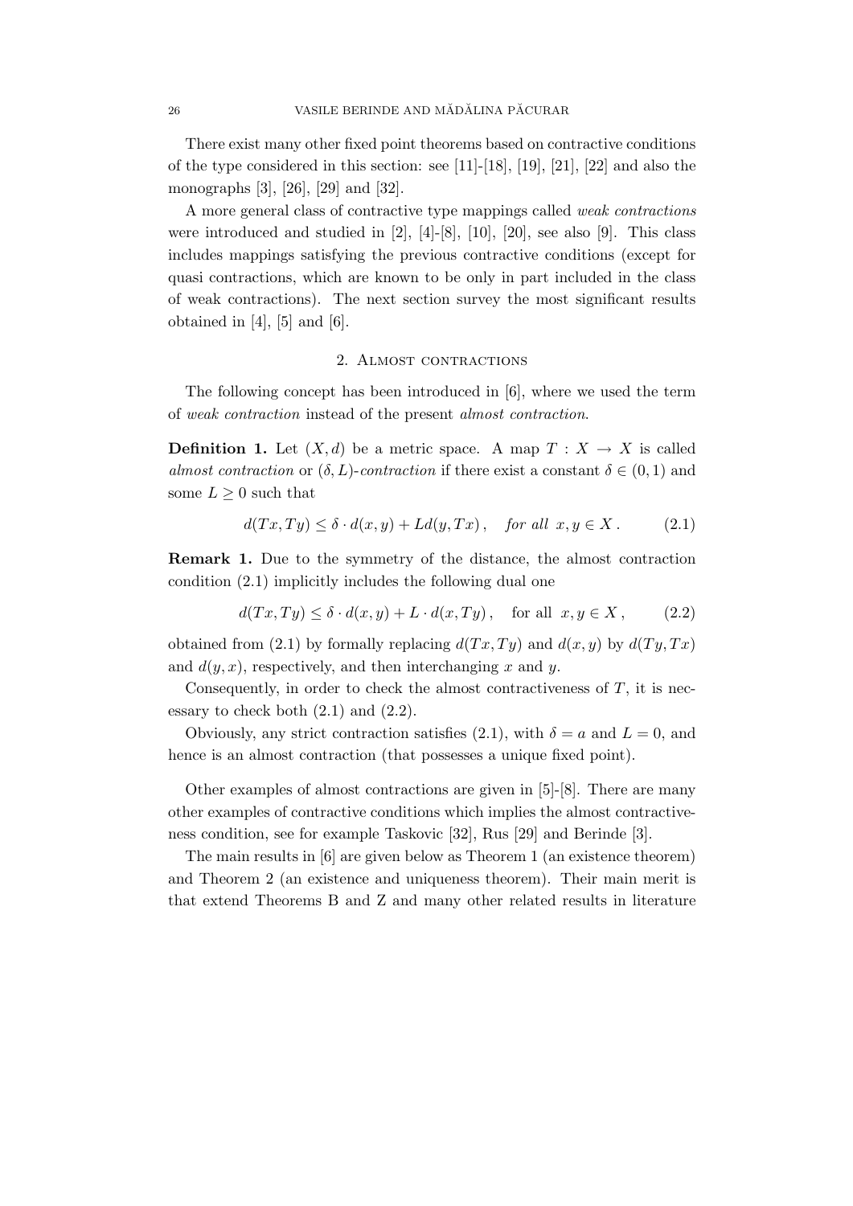There exist many other fixed point theorems based on contractive conditions of the type considered in this section: see [11]-[18], [19], [21], [22] and also the monographs [3], [26], [29] and [32].

A more general class of contractive type mappings called *weak contractions* were introduced and studied in [2], [4]-[8], [10], [20], see also [9]. This class includes mappings satisfying the previous contractive conditions (except for quasi contractions, which are known to be only in part included in the class of weak contractions). The next section survey the most significant results obtained in [4], [5] and [6].

## 2. Almost contractions

The following concept has been introduced in [6], where we used the term of *weak contraction* instead of the present *almost contraction*.

**Definition 1.** Let $(X, d)$ be a metric space. A map $T : X \to X$ is called *almost contraction* or *$(\delta, L)$-contraction* if there exist a constant $\delta \in (0, 1)$ and some $L \geq 0$ such that

$$d(Tx, Ty) \leq \delta \cdot d(x, y) + Ld(y, Tx) , \quad \textit{for all } x, y \in X . \tag{2.1}$$

**Remark 1.** Due to the symmetry of the distance, the almost contraction condition (2.1) implicitly includes the following dual one

$$d(Tx, Ty) \leq \delta \cdot d(x, y) + L \cdot d(x, Ty) , \quad \text{for all } x, y \in X , \tag{2.2}$$

obtained from (2.1) by formally replacing $d(Tx, Ty)$ and $d(x, y)$ by $d(Ty, Tx)$ and $d(y, x)$, respectively, and then interchanging $x$ and $y$.

Consequently, in order to check the almost contractiveness of $T$, it is necessary to check both (2.1) and (2.2).

Obviously, any strict contraction satisfies (2.1), with $\delta = a$ and $L = 0$, and hence is an almost contraction (that possesses a unique fixed point).

Other examples of almost contractions are given in [5]-[8]. There are many other examples of contractive conditions which implies the almost contractiveness condition, see for example Taskovic [32], Rus [29] and Berinde [3].

The main results in [6] are given below as Theorem 1 (an existence theorem) and Theorem 2 (an existence and uniqueness theorem). Their main merit is that extend Theorems B and Z and many other related results in literature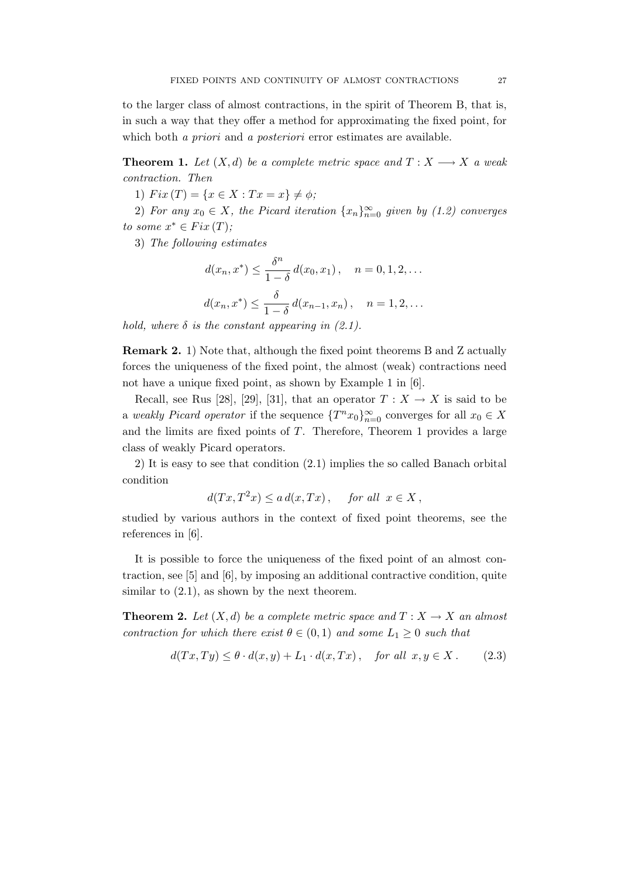to the larger class of almost contractions, in the spirit of Theorem B, that is, in such a way that they offer a method for approximating the fixed point, for which both *a priori* and *a posteriori* error estimates are available.

**Theorem 1.** *Let $(X, d)$ be a complete metric space and $T : X \longrightarrow X$ a weak contraction. Then*

*1) $Fix\,(T) = \{x \in X : Tx = x\} \neq \phi$;*

*2) For any $x_0 \in X$, the Picard iteration $\{x_n\}_{n=0}^{\infty}$ given by (1.2) converges to some $x^* \in Fix\,(T)$;*

*3) The following estimates*

$$d(x_n, x^*) \leq \frac{\delta^n}{1-\delta}\, d(x_0, x_1)\,, \quad n = 0, 1, 2, \ldots$$

$$d(x_n, x^*) \leq \frac{\delta}{1-\delta}\, d(x_{n-1}, x_n)\,, \quad n = 1, 2, \ldots$$

*hold, where $\delta$ is the constant appearing in (2.1).*

**Remark 2.** 1) Note that, although the fixed point theorems B and Z actually forces the uniqueness of the fixed point, the almost (weak) contractions need not have a unique fixed point, as shown by Example 1 in [6].

Recall, see Rus [28], [29], [31], that an operator $T : X \to X$ is said to be a *weakly Picard operator* if the sequence $\{T^n x_0\}_{n=0}^{\infty}$ converges for all $x_0 \in X$ and the limits are fixed points of $T$. Therefore, Theorem 1 provides a large class of weakly Picard operators.

2) It is easy to see that condition (2.1) implies the so called Banach orbital condition

$$d(Tx, T^2x) \leq a\, d(x, Tx)\,, \quad \textit{for all } \; x \in X\,,$$

studied by various authors in the context of fixed point theorems, see the references in [6].

It is possible to force the uniqueness of the fixed point of an almost contraction, see [5] and [6], by imposing an additional contractive condition, quite similar to (2.1), as shown by the next theorem.

**Theorem 2.** *Let $(X, d)$ be a complete metric space and $T : X \to X$ an almost contraction for which there exist $\theta \in (0, 1)$ and some $L_1 \geq 0$ such that*

$$d(Tx, Ty) \leq \theta \cdot d(x, y) + L_1 \cdot d(x, Tx)\,, \quad \textit{for all } \; x, y \in X\,. \tag{2.3}$$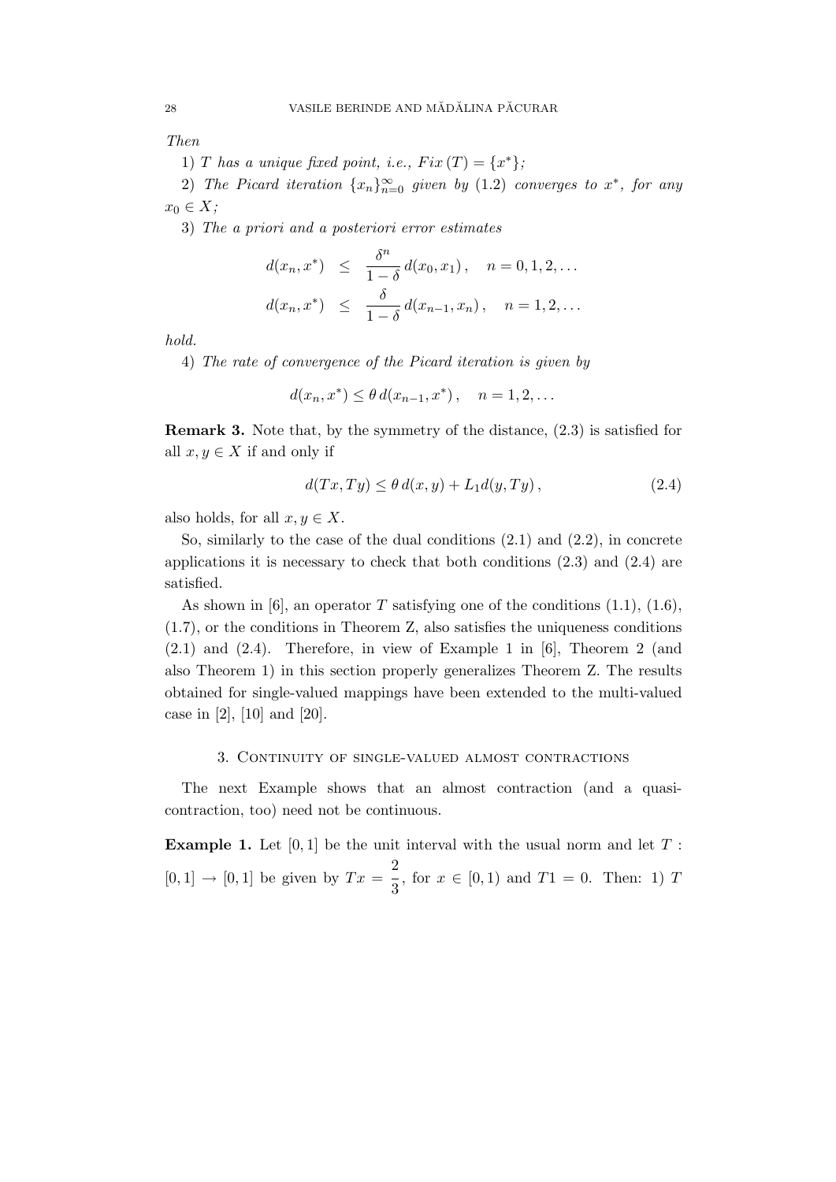*Then*

1) *$T$ has a unique fixed point, i.e., $Fix\,(T) = \{x^*\}$;*

2) *The Picard iteration $\{x_n\}_{n=0}^{\infty}$ given by (1.2) converges to $x^*$, for any $x_0 \in X$;*

3) *The a priori and a posteriori error estimates*

$$
\begin{aligned}
d(x_n, x^*) &\leq \frac{\delta^n}{1-\delta}\, d(x_0, x_1)\,, \quad n = 0, 1, 2, \dots \\
d(x_n, x^*) &\leq \frac{\delta}{1-\delta}\, d(x_{n-1}, x_n)\,, \quad n = 1, 2, \dots
\end{aligned}
$$

*hold.*

4) *The rate of convergence of the Picard iteration is given by*

$$
d(x_n, x^*) \leq \theta\, d(x_{n-1}, x^*)\,, \quad n = 1, 2, \dots
$$

**Remark 3.** Note that, by the symmetry of the distance, (2.3) is satisfied for all $x, y \in X$ if and only if

$$
d(Tx, Ty) \leq \theta\, d(x, y) + L_1 d(y, Ty)\,, \tag{2.4}
$$

also holds, for all $x, y \in X$.

So, similarly to the case of the dual conditions (2.1) and (2.2), in concrete applications it is necessary to check that both conditions (2.3) and (2.4) are satisfied.

As shown in [6], an operator $T$ satisfying one of the conditions (1.1), (1.6), (1.7), or the conditions in Theorem Z, also satisfies the uniqueness conditions (2.1) and (2.4). Therefore, in view of Example 1 in [6], Theorem 2 (and also Theorem 1) in this section properly generalizes Theorem Z. The results obtained for single-valued mappings have been extended to the multi-valued case in [2], [10] and [20].

## 3. Continuity of single-valued almost contractions

The next Example shows that an almost contraction (and a quasi-contraction, too) need not be continuous.

**Example 1.** Let $[0, 1]$ be the unit interval with the usual norm and let $T : [0, 1] \to [0, 1]$ be given by $Tx = \dfrac{2}{3}$, for $x \in [0, 1)$ and $T1 = 0$. Then: 1) $T$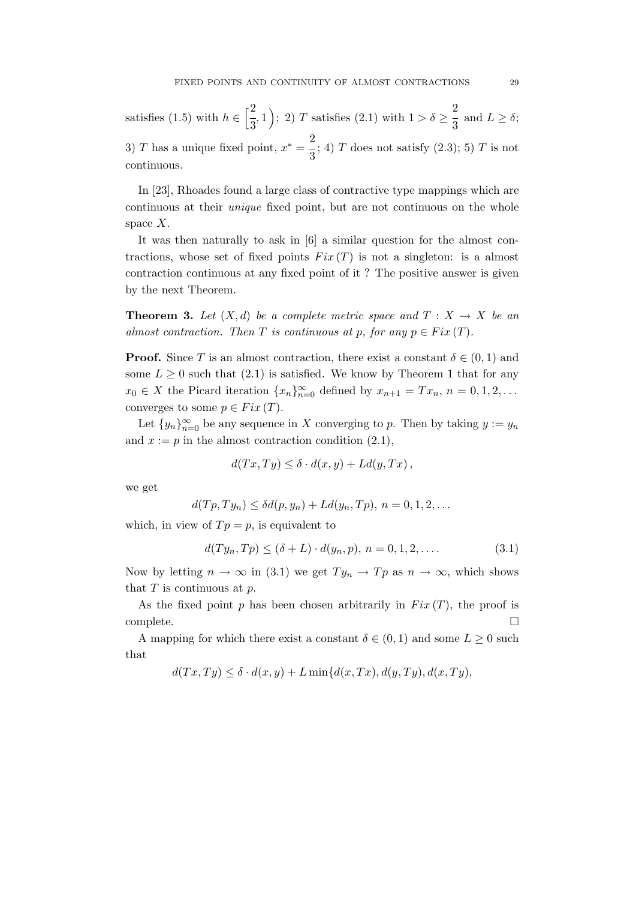satisfies (1.5) with $h \in \Big[\dfrac{2}{3}, 1\Big)$; 2) $T$ satisfies (2.1) with $1 > \delta \geq \dfrac{2}{3}$ and $L \geq \delta$; 3) $T$ has a unique fixed point, $x^* = \dfrac{2}{3}$; 4) $T$ does not satisfy (2.3); 5) $T$ is not continuous.

In [23], Rhoades found a large class of contractive type mappings which are continuous at their *unique* fixed point, but are not continuous on the whole space $X$.

It was then naturally to ask in [6] a similar question for the almost contractions, whose set of fixed points $Fix\,(T)$ is not a singleton: is a almost contraction continuous at any fixed point of it ? The positive answer is given by the next Theorem.

**Theorem 3.** *Let $(X, d)$ be a complete metric space and $T : X \to X$ be an almost contraction. Then $T$ is continuous at $p$, for any $p \in Fix\,(T)$.*

**Proof.** Since $T$ is an almost contraction, there exist a constant $\delta \in (0, 1)$ and some $L \geq 0$ such that (2.1) is satisfied. We know by Theorem 1 that for any $x_0 \in X$ the Picard iteration $\{x_n\}_{n=0}^{\infty}$ defined by $x_{n+1} = Tx_n$, $n = 0, 1, 2, \ldots$ converges to some $p \in Fix\,(T)$.

Let $\{y_n\}_{n=0}^{\infty}$ be any sequence in $X$ converging to $p$. Then by taking $y := y_n$ and $x := p$ in the almost contraction condition (2.1),

$$d(Tx, Ty) \leq \delta \cdot d(x, y) + Ld(y, Tx)\,,$$

we get

$$d(Tp, Ty_n) \leq \delta d(p, y_n) + Ld(y_n, Tp),\; n = 0, 1, 2, \ldots$$

which, in view of $Tp = p$, is equivalent to

$$d(Ty_n, Tp) \leq (\delta + L) \cdot d(y_n, p),\; n = 0, 1, 2, \ldots. \tag{3.1}$$

Now by letting $n \to \infty$ in (3.1) we get $Ty_n \to Tp$ as $n \to \infty$, which shows that $T$ is continuous at $p$.

As the fixed point $p$ has been chosen arbitrarily in $Fix\,(T)$, the proof is complete. $\square$

A mapping for which there exist a constant $\delta \in (0, 1)$ and some $L \geq 0$ such that

$$d(Tx, Ty) \leq \delta \cdot d(x, y) + L \min\{d(x, Tx), d(y, Ty), d(x, Ty),$$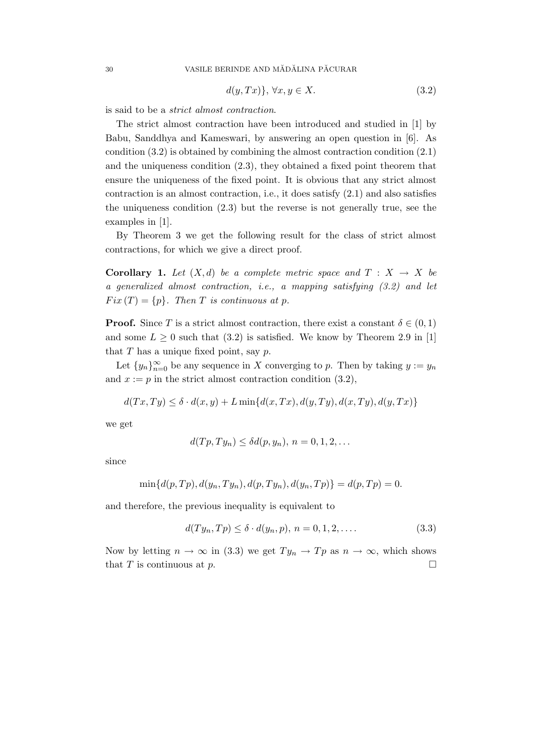$$d(y, Tx)\}, \ \forall x, y \in X. \tag{3.2}$$

is said to be a *strict almost contraction*.

The strict almost contraction have been introduced and studied in [1] by Babu, Sanddhya and Kameswari, by answering an open question in [6]. As condition (3.2) is obtained by combining the almost contraction condition (2.1) and the uniqueness condition (2.3), they obtained a fixed point theorem that ensure the uniqueness of the fixed point. It is obvious that any strict almost contraction is an almost contraction, i.e., it does satisfy (2.1) and also satisfies the uniqueness condition (2.3) but the reverse is not generally true, see the examples in [1].

By Theorem 3 we get the following result for the class of strict almost contractions, for which we give a direct proof.

**Corollary 1.** *Let $(X, d)$ be a complete metric space and $T : X \to X$ be a generalized almost contraction, i.e., a mapping satisfying (3.2) and let $Fix\,(T) = \{p\}$. Then $T$ is continuous at $p$.*

**Proof.** Since $T$ is a strict almost contraction, there exist a constant $\delta \in (0, 1)$ and some $L \geq 0$ such that (3.2) is satisfied. We know by Theorem 2.9 in [1] that $T$ has a unique fixed point, say $p$.

Let $\{y_n\}_{n=0}^{\infty}$ be any sequence in $X$ converging to $p$. Then by taking $y := y_n$ and $x := p$ in the strict almost contraction condition (3.2),

$$d(Tx, Ty) \leq \delta \cdot d(x, y) + L \min\{d(x, Tx), d(y, Ty), d(x, Ty), d(y, Tx)\}$$

we get

$$d(Tp, Ty_n) \leq \delta d(p, y_n), \ n = 0, 1, 2, \dots$$

since

$$\min\{d(p, Tp), d(y_n, Ty_n), d(p, Ty_n), d(y_n, Tp)\} = d(p, Tp) = 0.$$

and therefore, the previous inequality is equivalent to

$$d(Ty_n, Tp) \leq \delta \cdot d(y_n, p), \ n = 0, 1, 2, \dots. \tag{3.3}$$

Now by letting $n \to \infty$ in (3.3) we get $Ty_n \to Tp$ as $n \to \infty$, which shows that $T$ is continuous at $p$. □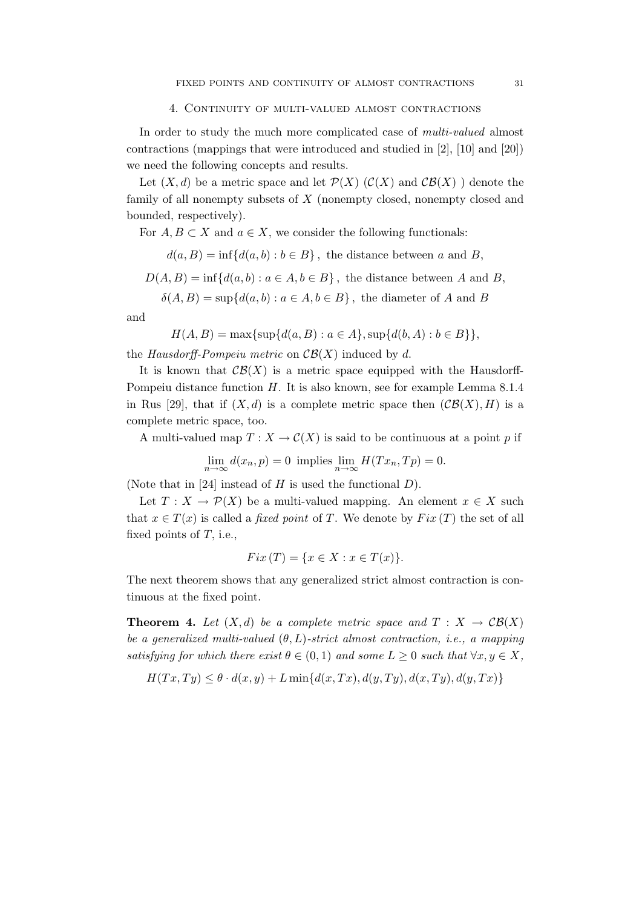## 4. Continuity of multi-valued almost contractions

In order to study the much more complicated case of *multi-valued* almost contractions (mappings that were introduced and studied in [2], [10] and [20]) we need the following concepts and results.

Let $(X, d)$ be a metric space and let $\mathcal{P}(X)$ ($\mathcal{C}(X)$ and $\mathcal{CB}(X)$ ) denote the family of all nonempty subsets of $X$ (nonempty closed, nonempty closed and bounded, respectively).

For $A, B \subset X$ and $a \in X$, we consider the following functionals:

$$d(a, B) = \inf\{d(a, b) : b \in B\}\,, \text{ the distance between } a \text{ and } B,$$

$$D(A, B) = \inf\{d(a, b) : a \in A, b \in B\}\,, \text{ the distance between } A \text{ and } B,$$

$$\delta(A, B) = \sup\{d(a, b) : a \in A, b \in B\}\,, \text{ the diameter of } A \text{ and } B$$

and

$$H(A, B) = \max\{\sup\{d(a, B) : a \in A\}, \sup\{d(b, A) : b \in B\}\},$$

the *Hausdorff-Pompeiu metric* on $\mathcal{CB}(X)$ induced by $d$.

It is known that $\mathcal{CB}(X)$ is a metric space equipped with the Hausdorff-Pompeiu distance function $H$. It is also known, see for example Lemma 8.1.4 in Rus [29], that if $(X, d)$ is a complete metric space then $(\mathcal{CB}(X), H)$ is a complete metric space, too.

A multi-valued map $T : X \to \mathcal{C}(X)$ is said to be continuous at a point $p$ if

$$\lim_{n\to\infty} d(x_n, p) = 0 \text{ implies } \lim_{n\to\infty} H(Tx_n, Tp) = 0.$$

(Note that in [24] instead of $H$ is used the functional $D$).

Let $T : X \to \mathcal{P}(X)$ be a multi-valued mapping. An element $x \in X$ such that $x \in T(x)$ is called a *fixed point* of $T$. We denote by $Fix\,(T)$ the set of all fixed points of $T$, i.e.,

$$Fix\,(T) = \{x \in X : x \in T(x)\}.$$

The next theorem shows that any generalized strict almost contraction is continuous at the fixed point.

**Theorem 4.** *Let $(X, d)$ be a complete metric space and $T : X \to \mathcal{CB}(X)$ be a generalized multi-valued $(\theta, L)$-strict almost contraction, i.e., a mapping satisfying for which there exist $\theta \in (0, 1)$ and some $L \geq 0$ such that $\forall x, y \in X$,*

$$H(Tx, Ty) \leq \theta \cdot d(x, y) + L \min\{d(x, Tx), d(y, Ty), d(x, Ty), d(y, Tx)\}$$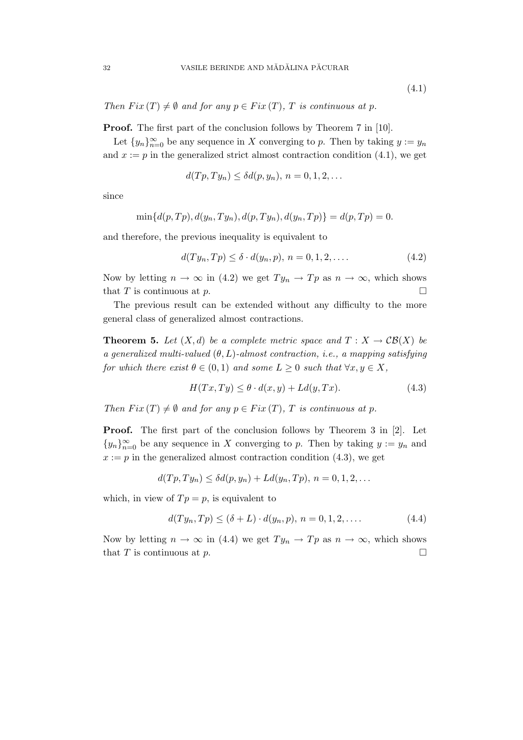$$(4.1)$$

*Then $Fix\,(T) \neq \emptyset$ and for any $p \in Fix\,(T)$, $T$ is continuous at $p$.*

**Proof.** The first part of the conclusion follows by Theorem 7 in [10].

Let $\{y_n\}_{n=0}^{\infty}$ be any sequence in $X$ converging to $p$. Then by taking $y := y_n$ and $x := p$ in the generalized strict almost contraction condition (4.1), we get

$$d(Tp, Ty_n) \leq \delta d(p, y_n),\ n = 0, 1, 2, \ldots$$

since

$$\min\{d(p, Tp), d(y_n, Ty_n), d(p, Ty_n), d(y_n, Tp)\} = d(p, Tp) = 0.$$

and therefore, the previous inequality is equivalent to

$$d(Ty_n, Tp) \leq \delta \cdot d(y_n, p),\ n = 0, 1, 2, \ldots. \tag{4.2}$$

Now by letting $n \to \infty$ in (4.2) we get $Ty_n \to Tp$ as $n \to \infty$, which shows that $T$ is continuous at $p$. □

The previous result can be extended without any difficulty to the more general class of generalized almost contractions.

**Theorem 5.** *Let $(X, d)$ be a complete metric space and $T : X \to \mathcal{CB}(X)$ be a generalized multi-valued $(\theta, L)$-almost contraction, i.e., a mapping satisfying for which there exist $\theta \in (0, 1)$ and some $L \geq 0$ such that $\forall x, y \in X$,*

$$H(Tx, Ty) \leq \theta \cdot d(x, y) + Ld(y, Tx). \tag{4.3}$$

*Then $Fix\,(T) \neq \emptyset$ and for any $p \in Fix\,(T)$, $T$ is continuous at $p$.*

**Proof.** The first part of the conclusion follows by Theorem 3 in [2]. Let $\{y_n\}_{n=0}^{\infty}$ be any sequence in $X$ converging to $p$. Then by taking $y := y_n$ and $x := p$ in the generalized almost contraction condition (4.3), we get

$$d(Tp, Ty_n) \leq \delta d(p, y_n) + Ld(y_n, Tp),\ n = 0, 1, 2, \ldots$$

which, in view of $Tp = p$, is equivalent to

$$d(Ty_n, Tp) \leq (\delta + L) \cdot d(y_n, p),\ n = 0, 1, 2, \ldots. \tag{4.4}$$

Now by letting $n \to \infty$ in (4.4) we get $Ty_n \to Tp$ as $n \to \infty$, which shows that $T$ is continuous at $p$. □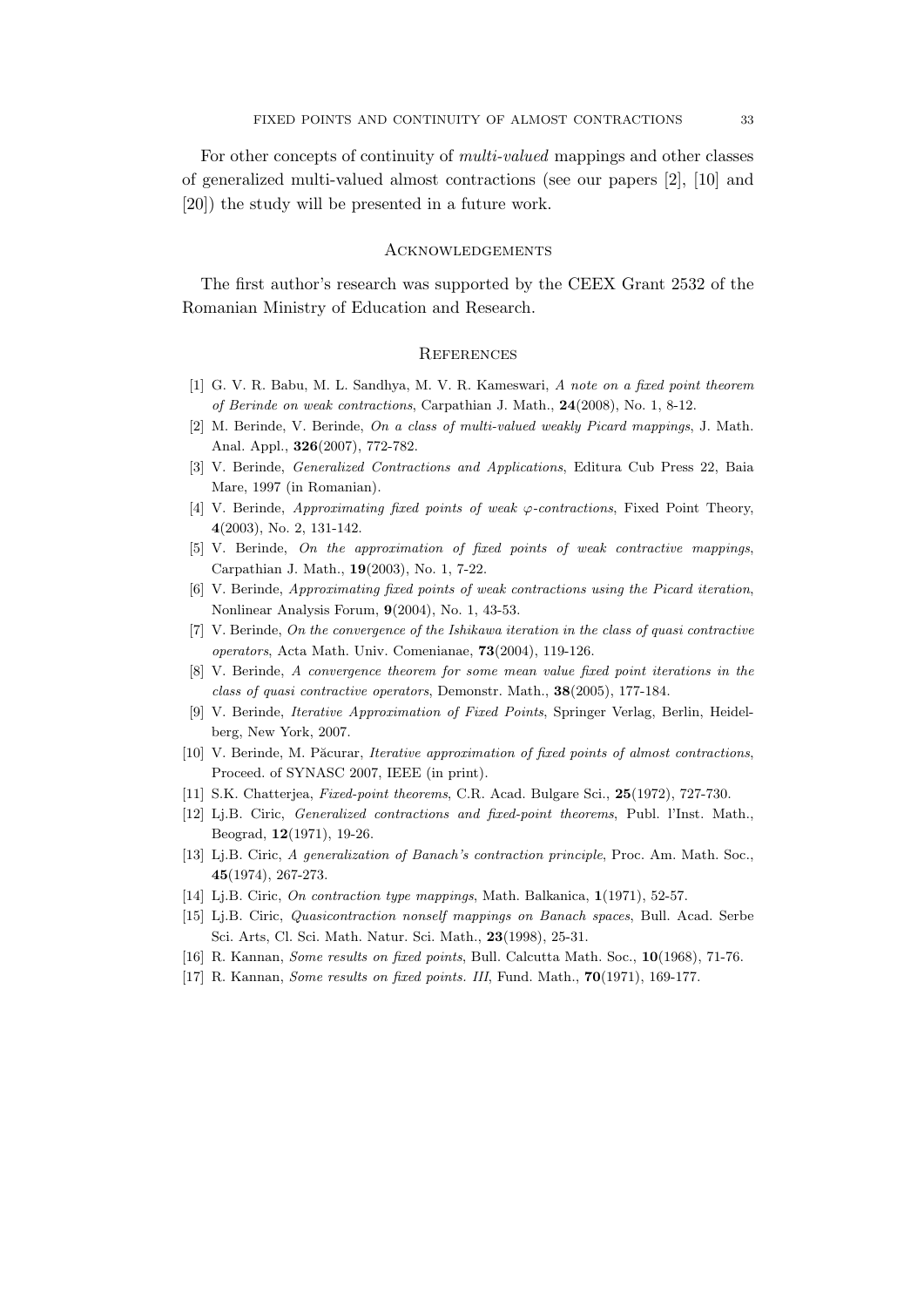For other concepts of continuity of *multi-valued* mappings and other classes of generalized multi-valued almost contractions (see our papers [2], [10] and [20]) the study will be presented in a future work.

## Acknowledgements

The first author's research was supported by the CEEX Grant 2532 of the Romanian Ministry of Education and Research.

## References

[1] G. V. R. Babu, M. L. Sandhya, M. V. R. Kameswari, *A note on a fixed point theorem of Berinde on weak contractions*, Carpathian J. Math., **24**(2008), No. 1, 8-12.

[2] M. Berinde, V. Berinde, *On a class of multi-valued weakly Picard mappings*, J. Math. Anal. Appl., **326**(2007), 772-782.

[3] V. Berinde, *Generalized Contractions and Applications*, Editura Cub Press 22, Baia Mare, 1997 (in Romanian).

[4] V. Berinde, *Approximating fixed points of weak $\varphi$-contractions*, Fixed Point Theory, **4**(2003), No. 2, 131-142.

[5] V. Berinde, *On the approximation of fixed points of weak contractive mappings*, Carpathian J. Math., **19**(2003), No. 1, 7-22.

[6] V. Berinde, *Approximating fixed points of weak contractions using the Picard iteration*, Nonlinear Analysis Forum, **9**(2004), No. 1, 43-53.

[7] V. Berinde, *On the convergence of the Ishikawa iteration in the class of quasi contractive operators*, Acta Math. Univ. Comenianae, **73**(2004), 119-126.

[8] V. Berinde, *A convergence theorem for some mean value fixed point iterations in the class of quasi contractive operators*, Demonstr. Math., **38**(2005), 177-184.

[9] V. Berinde, *Iterative Approximation of Fixed Points*, Springer Verlag, Berlin, Heidelberg, New York, 2007.

[10] V. Berinde, M. Păcurar, *Iterative approximation of fixed points of almost contractions*, Proceed. of SYNASC 2007, IEEE (in print).

[11] S.K. Chatterjea, *Fixed-point theorems*, C.R. Acad. Bulgare Sci., **25**(1972), 727-730.

[12] Lj.B. Ciric, *Generalized contractions and fixed-point theorems*, Publ. l'Inst. Math., Beograd, **12**(1971), 19-26.

[13] Lj.B. Ciric, *A generalization of Banach's contraction principle*, Proc. Am. Math. Soc., **45**(1974), 267-273.

[14] Lj.B. Ciric, *On contraction type mappings*, Math. Balkanica, **1**(1971), 52-57.

[15] Lj.B. Ciric, *Quasicontraction nonself mappings on Banach spaces*, Bull. Acad. Serbe Sci. Arts, Cl. Sci. Math. Natur. Sci. Math., **23**(1998), 25-31.

[16] R. Kannan, *Some results on fixed points*, Bull. Calcutta Math. Soc., **10**(1968), 71-76.

[17] R. Kannan, *Some results on fixed points. III*, Fund. Math., **70**(1971), 169-177.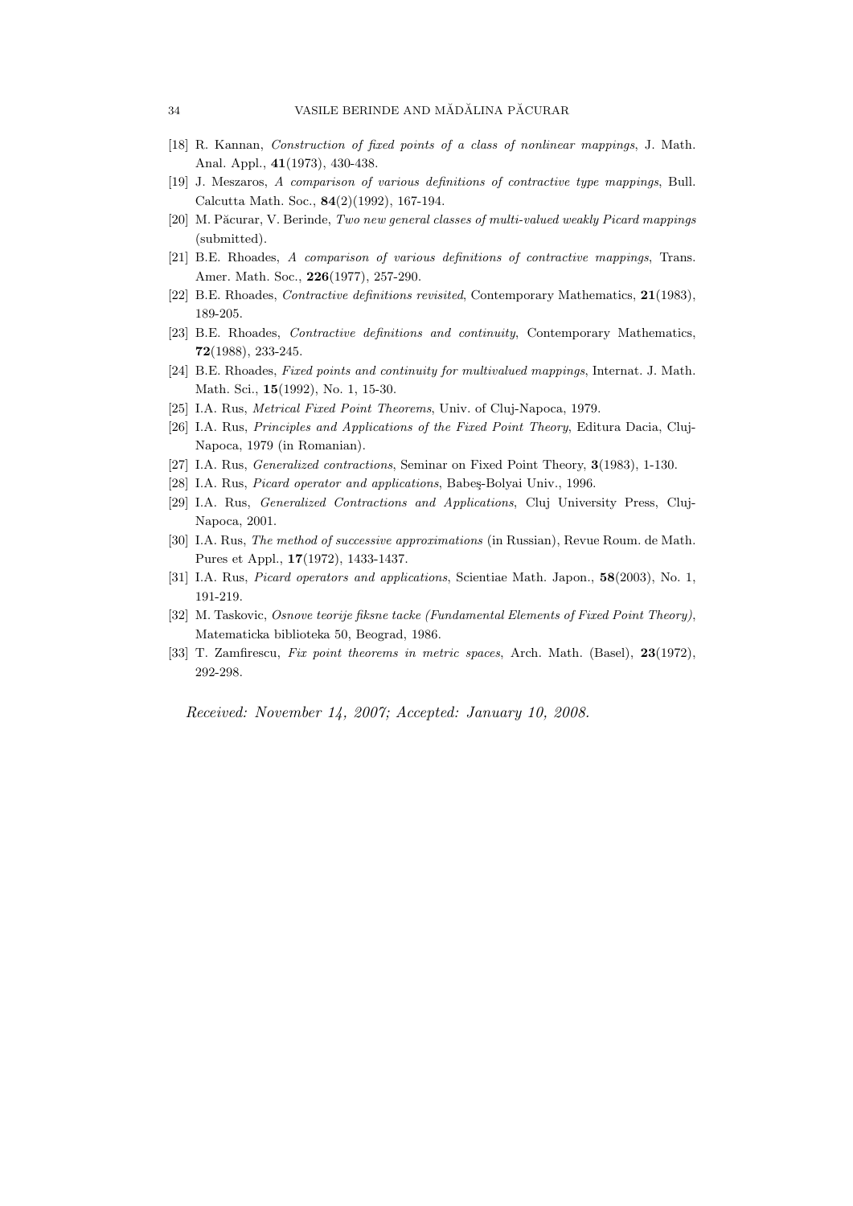[18] R. Kannan, *Construction of fixed points of a class of nonlinear mappings*, J. Math. Anal. Appl., **41**(1973), 430-438.

[19] J. Meszaros, *A comparison of various definitions of contractive type mappings*, Bull. Calcutta Math. Soc., **84**(2)(1992), 167-194.

[20] M. Păcurar, V. Berinde, *Two new general classes of multi-valued weakly Picard mappings* (submitted).

[21] B.E. Rhoades, *A comparison of various definitions of contractive mappings*, Trans. Amer. Math. Soc., **226**(1977), 257-290.

[22] B.E. Rhoades, *Contractive definitions revisited*, Contemporary Mathematics, **21**(1983), 189-205.

[23] B.E. Rhoades, *Contractive definitions and continuity*, Contemporary Mathematics, **72**(1988), 233-245.

[24] B.E. Rhoades, *Fixed points and continuity for multivalued mappings*, Internat. J. Math. Math. Sci., **15**(1992), No. 1, 15-30.

[25] I.A. Rus, *Metrical Fixed Point Theorems*, Univ. of Cluj-Napoca, 1979.

[26] I.A. Rus, *Principles and Applications of the Fixed Point Theory*, Editura Dacia, Cluj-Napoca, 1979 (in Romanian).

[27] I.A. Rus, *Generalized contractions*, Seminar on Fixed Point Theory, **3**(1983), 1-130.

[28] I.A. Rus, *Picard operator and applications*, Babeş-Bolyai Univ., 1996.

[29] I.A. Rus, *Generalized Contractions and Applications*, Cluj University Press, Cluj-Napoca, 2001.

[30] I.A. Rus, *The method of successive approximations* (in Russian), Revue Roum. de Math. Pures et Appl., **17**(1972), 1433-1437.

[31] I.A. Rus, *Picard operators and applications*, Scientiae Math. Japon., **58**(2003), No. 1, 191-219.

[32] M. Taskovic, *Osnove teorije fiksne tacke (Fundamental Elements of Fixed Point Theory)*, Matematicka biblioteka 50, Beograd, 1986.

[33] T. Zamfirescu, *Fix point theorems in metric spaces*, Arch. Math. (Basel), **23**(1972), 292-298.

*Received: November 14, 2007; Accepted: January 10, 2008.*